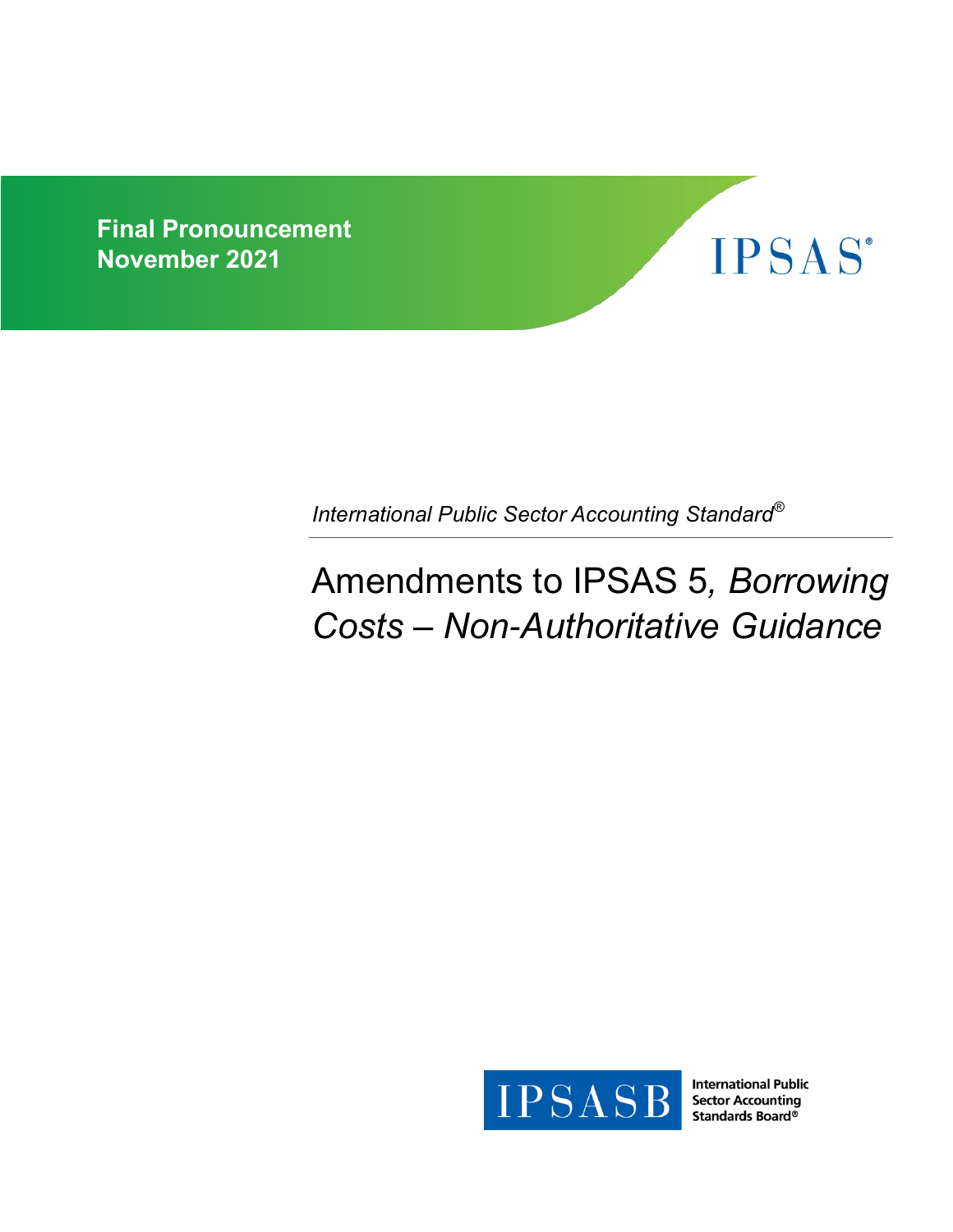**Final Pronouncement**
**November 2021**

IPSAS®

*International Public Sector Accounting Standard®*

# Amendments to IPSAS 5, *Borrowing Costs – Non-Authoritative Guidance*

IPSASB International Public Sector Accounting Standards Board®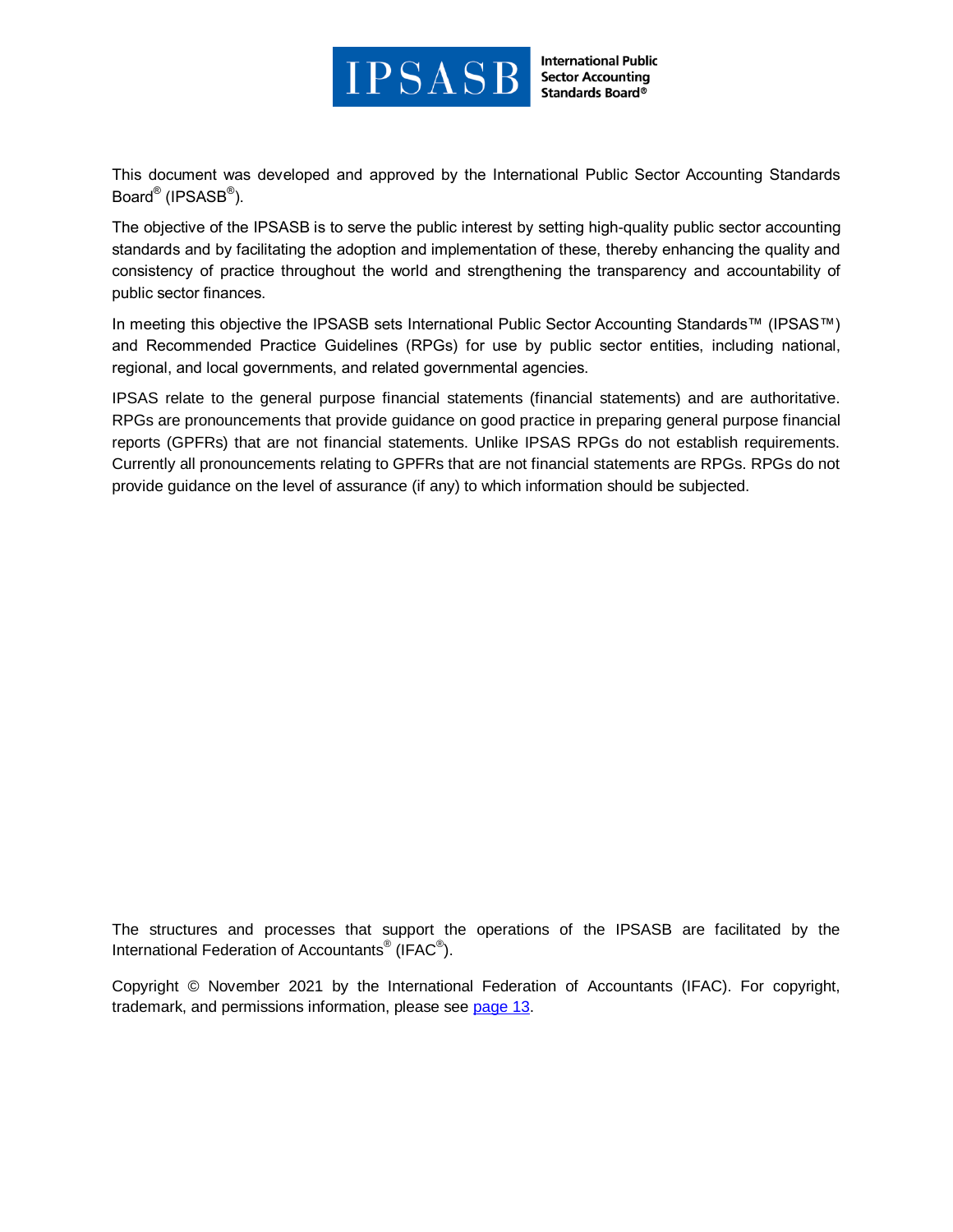This document was developed and approved by the International Public Sector Accounting Standards Board® (IPSASB®).

The objective of the IPSASB is to serve the public interest by setting high-quality public sector accounting standards and by facilitating the adoption and implementation of these, thereby enhancing the quality and consistency of practice throughout the world and strengthening the transparency and accountability of public sector finances.

In meeting this objective the IPSASB sets International Public Sector Accounting Standards™ (IPSAS™) and Recommended Practice Guidelines (RPGs) for use by public sector entities, including national, regional, and local governments, and related governmental agencies.

IPSAS relate to the general purpose financial statements (financial statements) and are authoritative. RPGs are pronouncements that provide guidance on good practice in preparing general purpose financial reports (GPFRs) that are not financial statements. Unlike IPSAS RPGs do not establish requirements. Currently all pronouncements relating to GPFRs that are not financial statements are RPGs. RPGs do not provide guidance on the level of assurance (if any) to which information should be subjected.

The structures and processes that support the operations of the IPSASB are facilitated by the International Federation of Accountants® (IFAC®).

Copyright © November 2021 by the International Federation of Accountants (IFAC). For copyright, trademark, and permissions information, please see page 13.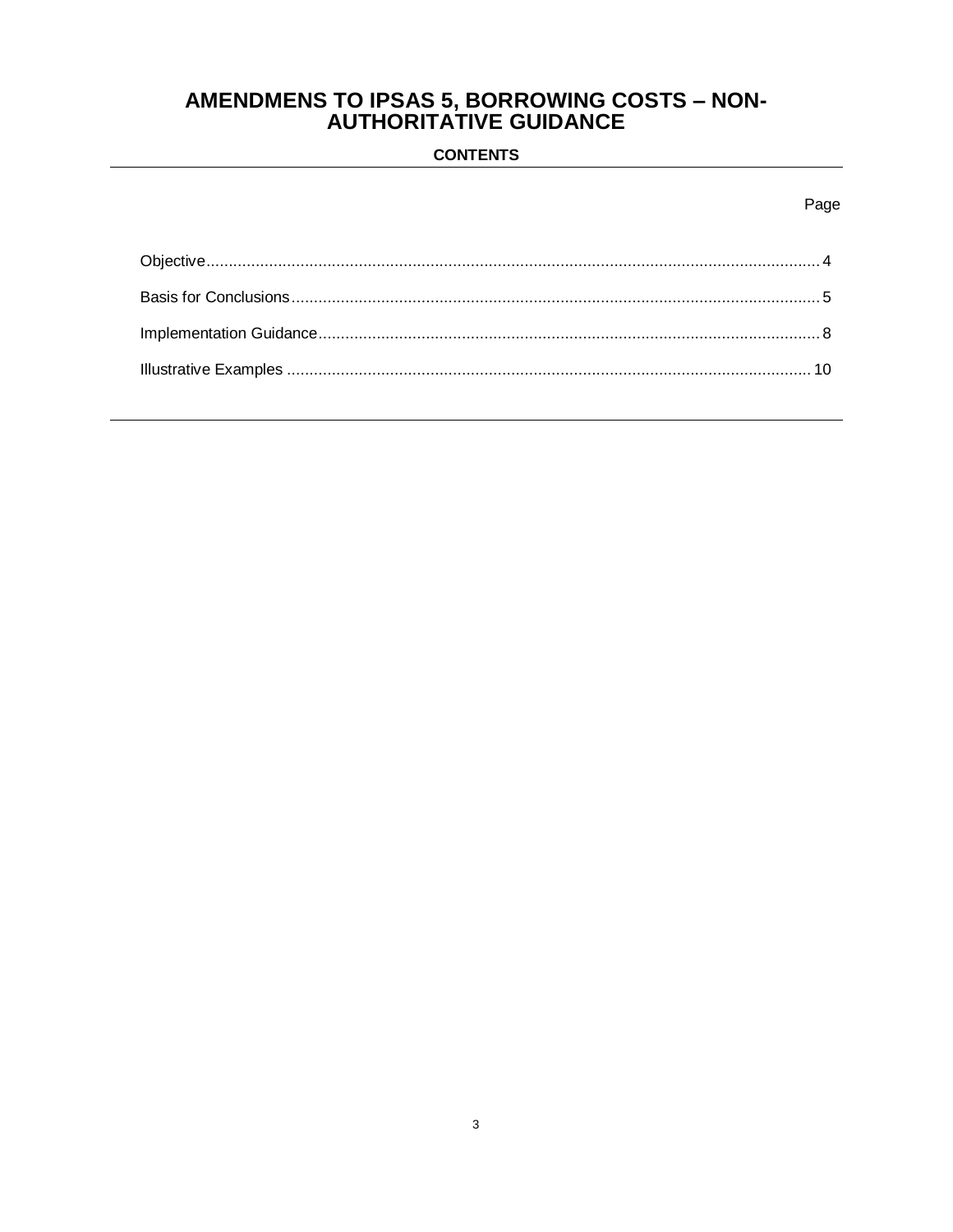# AMENDMENS TO IPSAS 5, BORROWING COSTS – NON-AUTHORITATIVE GUIDANCE

## CONTENTS

| | Page |
|---|---|
| Objective | 4 |
| Basis for Conclusions | 5 |
| Implementation Guidance | 8 |
| Illustrative Examples | 10 |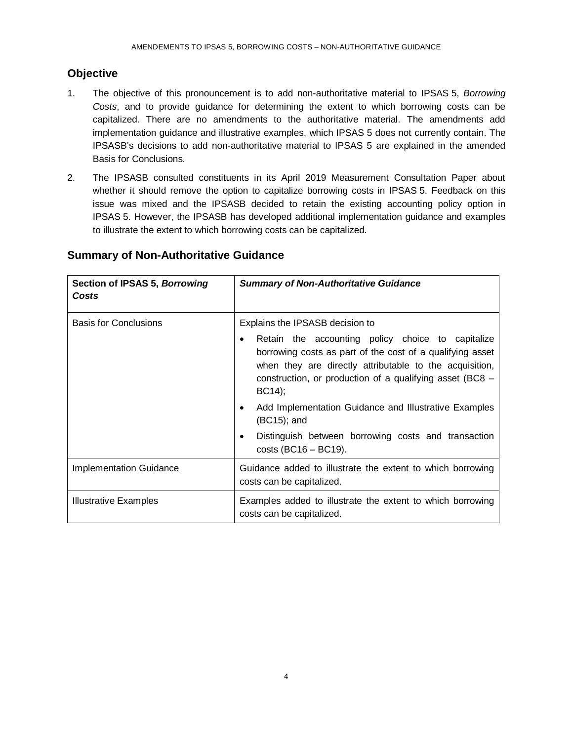## Objective

1. The objective of this pronouncement is to add non-authoritative material to IPSAS 5, *Borrowing Costs*, and to provide guidance for determining the extent to which borrowing costs can be capitalized. There are no amendments to the authoritative material. The amendments add implementation guidance and illustrative examples, which IPSAS 5 does not currently contain. The IPSASB's decisions to add non-authoritative material to IPSAS 5 are explained in the amended Basis for Conclusions.

2. The IPSASB consulted constituents in its April 2019 Measurement Consultation Paper about whether it should remove the option to capitalize borrowing costs in IPSAS 5. Feedback on this issue was mixed and the IPSASB decided to retain the existing accounting policy option in IPSAS 5. However, the IPSASB has developed additional implementation guidance and examples to illustrate the extent to which borrowing costs can be capitalized.

## Summary of Non-Authoritative Guidance

| **Section of IPSAS 5, *Borrowing Costs*** | ***Summary of Non-Authoritative Guidance*** |
| --- | --- |
| Basis for Conclusions | Explains the IPSASB decision to<br>• Retain the accounting policy choice to capitalize borrowing costs as part of the cost of a qualifying asset when they are directly attributable to the acquisition, construction, or production of a qualifying asset (BC8 – BC14);<br>• Add Implementation Guidance and Illustrative Examples (BC15); and<br>• Distinguish between borrowing costs and transaction costs (BC16 – BC19). |
| Implementation Guidance | Guidance added to illustrate the extent to which borrowing costs can be capitalized. |
| Illustrative Examples | Examples added to illustrate the extent to which borrowing costs can be capitalized. |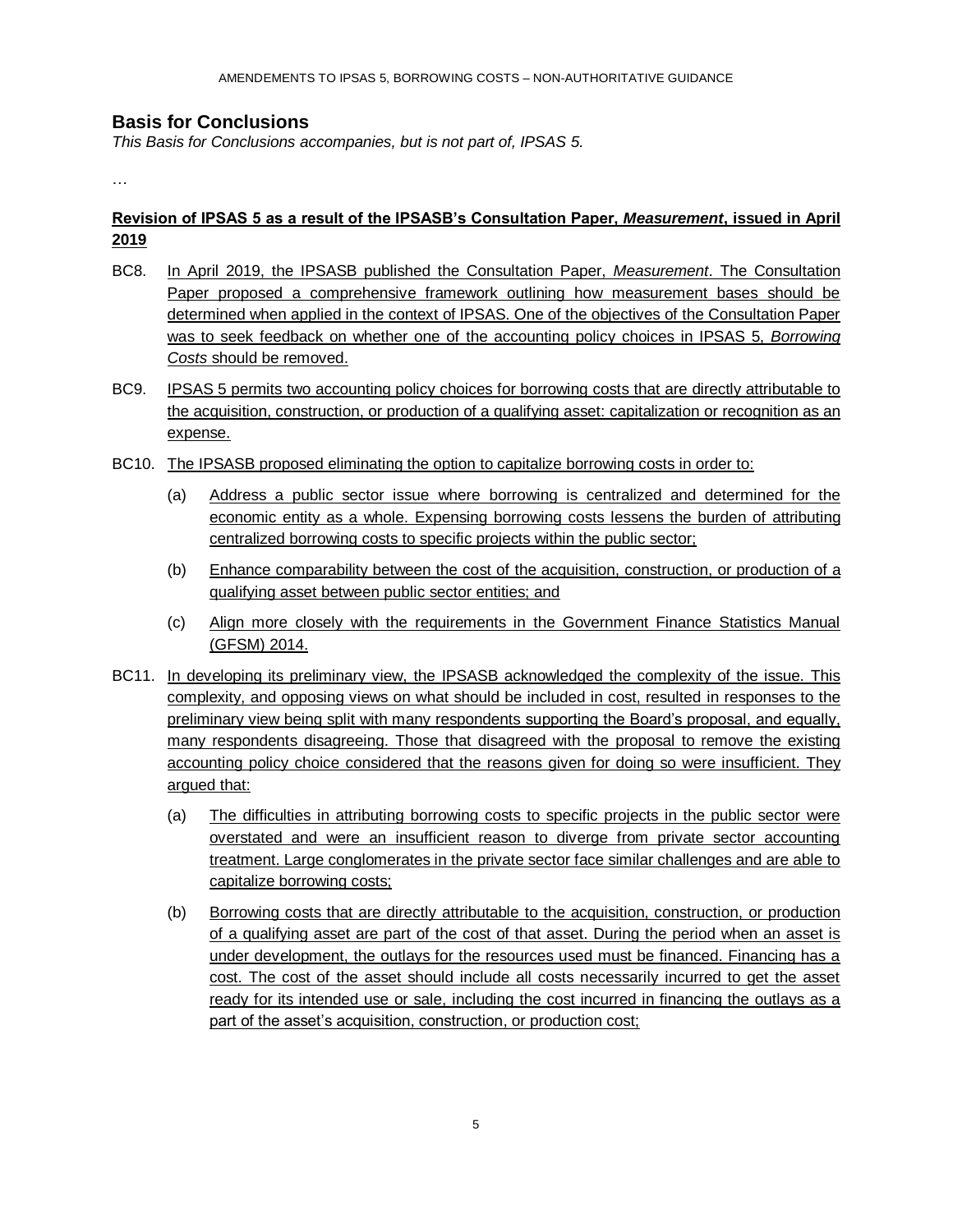## Basis for Conclusions

*This Basis for Conclusions accompanies, but is not part of, IPSAS 5.*

…

**Revision of IPSAS 5 as a result of the IPSASB's Consultation Paper, *Measurement*, issued in April 2019**

BC8. In April 2019, the IPSASB published the Consultation Paper, *Measurement*. The Consultation Paper proposed a comprehensive framework outlining how measurement bases should be determined when applied in the context of IPSAS. One of the objectives of the Consultation Paper was to seek feedback on whether one of the accounting policy choices in IPSAS 5, *Borrowing Costs* should be removed.

BC9. IPSAS 5 permits two accounting policy choices for borrowing costs that are directly attributable to the acquisition, construction, or production of a qualifying asset: capitalization or recognition as an expense.

BC10. The IPSASB proposed eliminating the option to capitalize borrowing costs in order to:

(a) Address a public sector issue where borrowing is centralized and determined for the economic entity as a whole. Expensing borrowing costs lessens the burden of attributing centralized borrowing costs to specific projects within the public sector;

(b) Enhance comparability between the cost of the acquisition, construction, or production of a qualifying asset between public sector entities; and

(c) Align more closely with the requirements in the Government Finance Statistics Manual (GFSM) 2014.

BC11. In developing its preliminary view, the IPSASB acknowledged the complexity of the issue. This complexity, and opposing views on what should be included in cost, resulted in responses to the preliminary view being split with many respondents supporting the Board's proposal, and equally, many respondents disagreeing. Those that disagreed with the proposal to remove the existing accounting policy choice considered that the reasons given for doing so were insufficient. They argued that:

(a) The difficulties in attributing borrowing costs to specific projects in the public sector were overstated and were an insufficient reason to diverge from private sector accounting treatment. Large conglomerates in the private sector face similar challenges and are able to capitalize borrowing costs;

(b) Borrowing costs that are directly attributable to the acquisition, construction, or production of a qualifying asset are part of the cost of that asset. During the period when an asset is under development, the outlays for the resources used must be financed. Financing has a cost. The cost of the asset should include all costs necessarily incurred to get the asset ready for its intended use or sale, including the cost incurred in financing the outlays as a part of the asset's acquisition, construction, or production cost;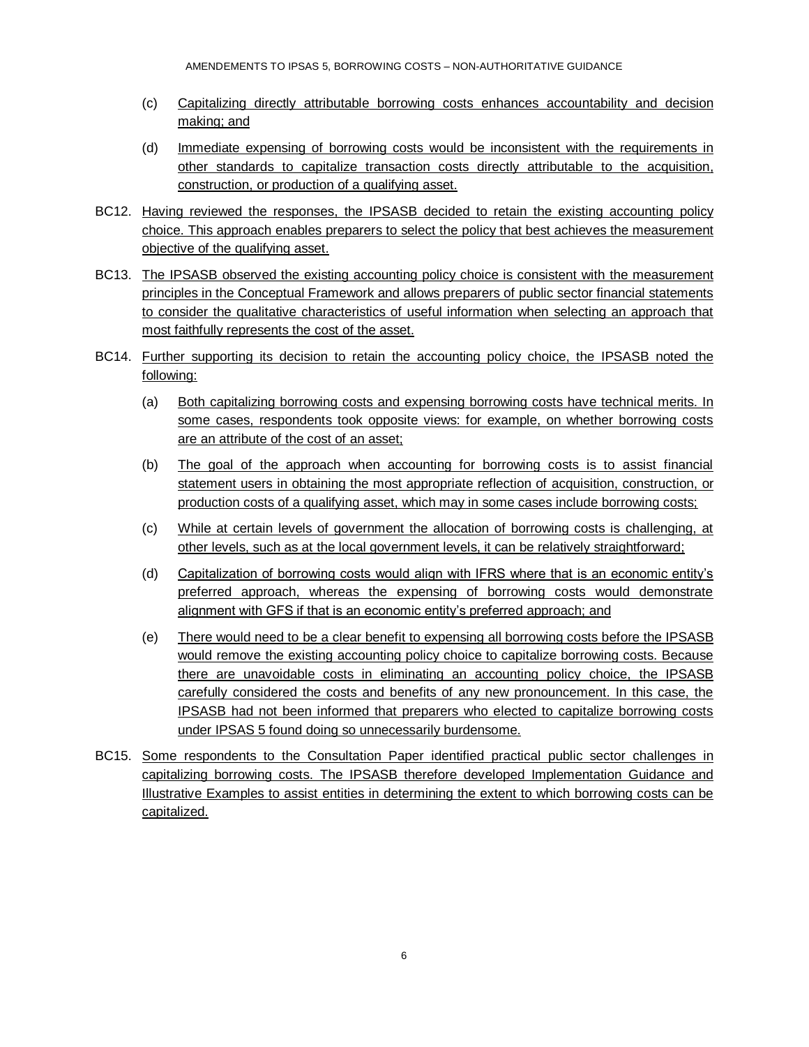(c) Capitalizing directly attributable borrowing costs enhances accountability and decision making; and

(d) Immediate expensing of borrowing costs would be inconsistent with the requirements in other standards to capitalize transaction costs directly attributable to the acquisition, construction, or production of a qualifying asset.

BC12. Having reviewed the responses, the IPSASB decided to retain the existing accounting policy choice. This approach enables preparers to select the policy that best achieves the measurement objective of the qualifying asset.

BC13. The IPSASB observed the existing accounting policy choice is consistent with the measurement principles in the Conceptual Framework and allows preparers of public sector financial statements to consider the qualitative characteristics of useful information when selecting an approach that most faithfully represents the cost of the asset.

BC14. Further supporting its decision to retain the accounting policy choice, the IPSASB noted the following:

(a) Both capitalizing borrowing costs and expensing borrowing costs have technical merits. In some cases, respondents took opposite views: for example, on whether borrowing costs are an attribute of the cost of an asset;

(b) The goal of the approach when accounting for borrowing costs is to assist financial statement users in obtaining the most appropriate reflection of acquisition, construction, or production costs of a qualifying asset, which may in some cases include borrowing costs;

(c) While at certain levels of government the allocation of borrowing costs is challenging, at other levels, such as at the local government levels, it can be relatively straightforward;

(d) Capitalization of borrowing costs would align with IFRS where that is an economic entity's preferred approach, whereas the expensing of borrowing costs would demonstrate alignment with GFS if that is an economic entity's preferred approach; and

(e) There would need to be a clear benefit to expensing all borrowing costs before the IPSASB would remove the existing accounting policy choice to capitalize borrowing costs. Because there are unavoidable costs in eliminating an accounting policy choice, the IPSASB carefully considered the costs and benefits of any new pronouncement. In this case, the IPSASB had not been informed that preparers who elected to capitalize borrowing costs under IPSAS 5 found doing so unnecessarily burdensome.

BC15. Some respondents to the Consultation Paper identified practical public sector challenges in capitalizing borrowing costs. The IPSASB therefore developed Implementation Guidance and Illustrative Examples to assist entities in determining the extent to which borrowing costs can be capitalized.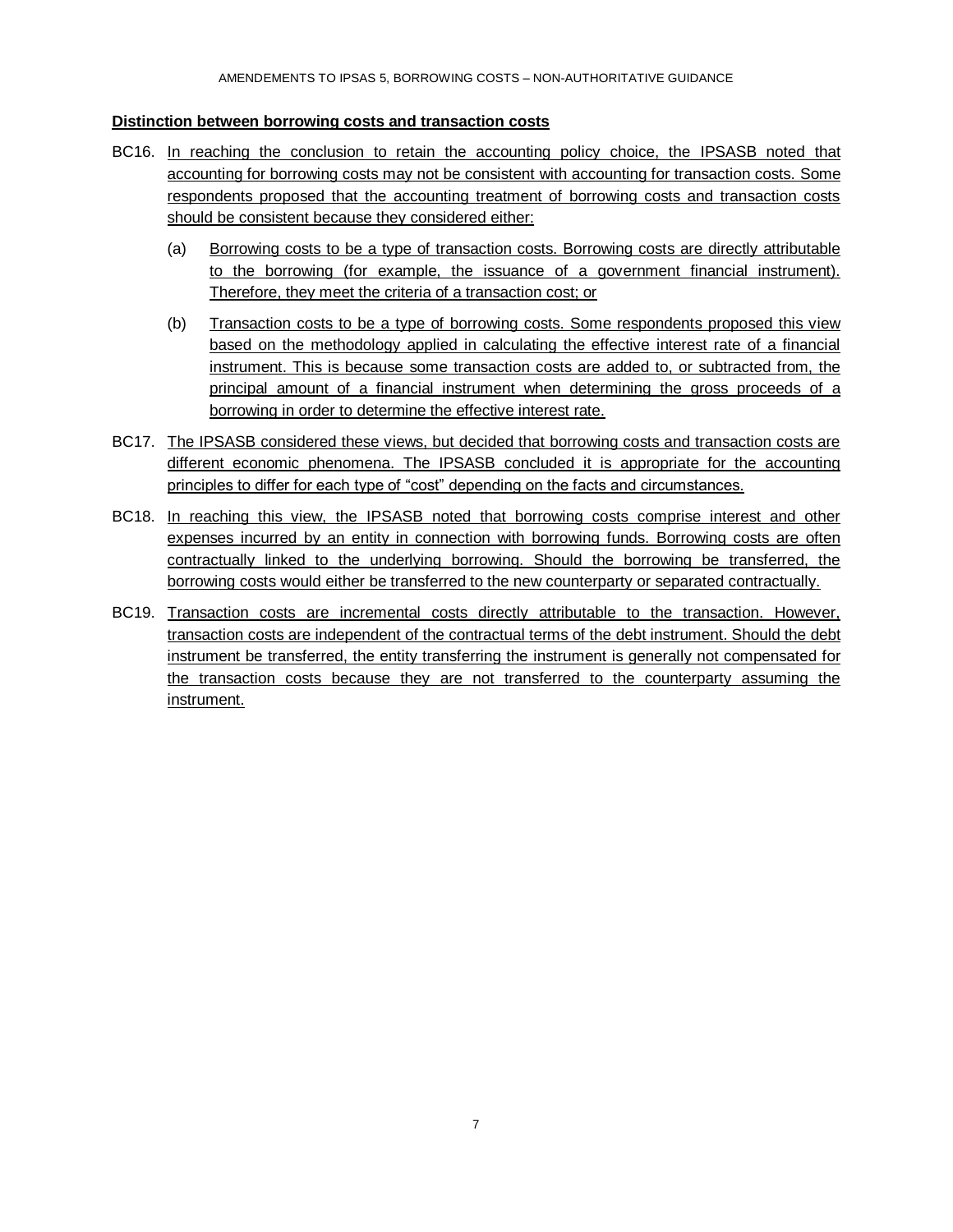**Distinction between borrowing costs and transaction costs**

BC16. In reaching the conclusion to retain the accounting policy choice, the IPSASB noted that accounting for borrowing costs may not be consistent with accounting for transaction costs. Some respondents proposed that the accounting treatment of borrowing costs and transaction costs should be consistent because they considered either:

(a) Borrowing costs to be a type of transaction costs. Borrowing costs are directly attributable to the borrowing (for example, the issuance of a government financial instrument). Therefore, they meet the criteria of a transaction cost; or

(b) Transaction costs to be a type of borrowing costs. Some respondents proposed this view based on the methodology applied in calculating the effective interest rate of a financial instrument. This is because some transaction costs are added to, or subtracted from, the principal amount of a financial instrument when determining the gross proceeds of a borrowing in order to determine the effective interest rate.

BC17. The IPSASB considered these views, but decided that borrowing costs and transaction costs are different economic phenomena. The IPSASB concluded it is appropriate for the accounting principles to differ for each type of "cost" depending on the facts and circumstances.

BC18. In reaching this view, the IPSASB noted that borrowing costs comprise interest and other expenses incurred by an entity in connection with borrowing funds. Borrowing costs are often contractually linked to the underlying borrowing. Should the borrowing be transferred, the borrowing costs would either be transferred to the new counterparty or separated contractually.

BC19. Transaction costs are incremental costs directly attributable to the transaction. However, transaction costs are independent of the contractual terms of the debt instrument. Should the debt instrument be transferred, the entity transferring the instrument is generally not compensated for the transaction costs because they are not transferred to the counterparty assuming the instrument.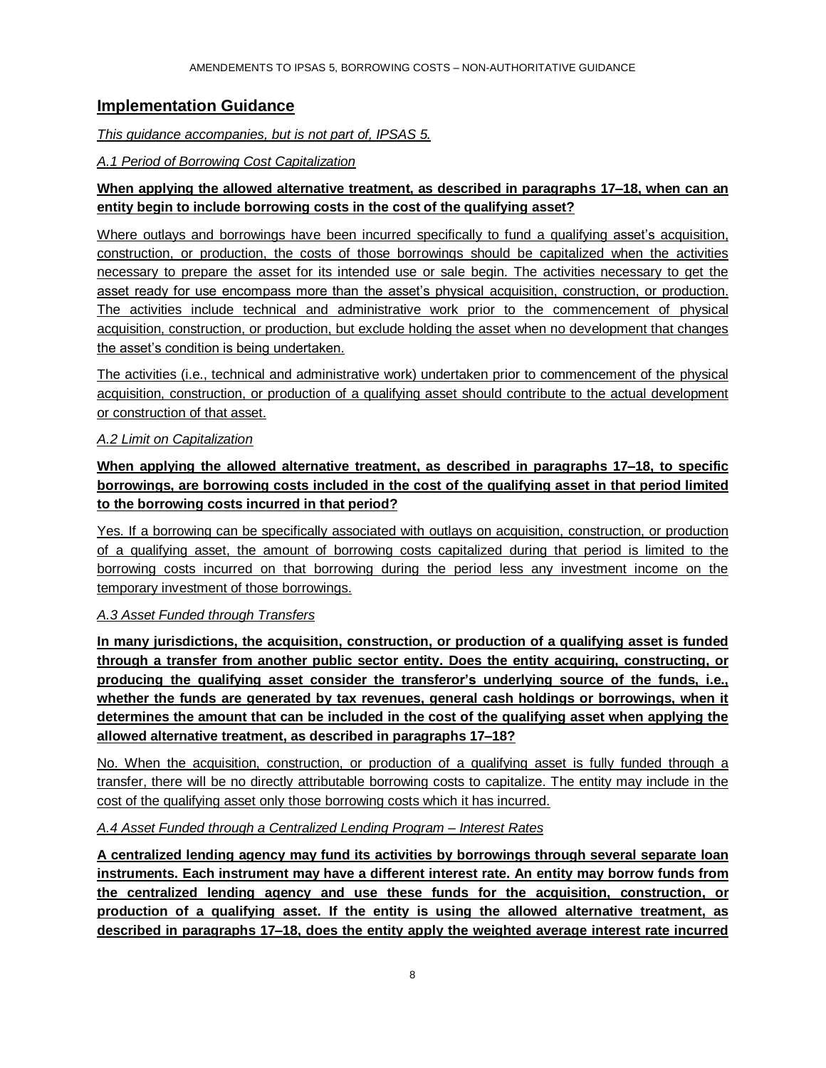## Implementation Guidance

*This guidance accompanies, but is not part of, IPSAS 5.*

*A.1 Period of Borrowing Cost Capitalization*

**When applying the allowed alternative treatment, as described in paragraphs 17–18, when can an entity begin to include borrowing costs in the cost of the qualifying asset?**

Where outlays and borrowings have been incurred specifically to fund a qualifying asset's acquisition, construction, or production, the costs of those borrowings should be capitalized when the activities necessary to prepare the asset for its intended use or sale begin. The activities necessary to get the asset ready for use encompass more than the asset's physical acquisition, construction, or production. The activities include technical and administrative work prior to the commencement of physical acquisition, construction, or production, but exclude holding the asset when no development that changes the asset's condition is being undertaken.

The activities (i.e., technical and administrative work) undertaken prior to commencement of the physical acquisition, construction, or production of a qualifying asset should contribute to the actual development or construction of that asset.

*A.2 Limit on Capitalization*

**When applying the allowed alternative treatment, as described in paragraphs 17–18, to specific borrowings, are borrowing costs included in the cost of the qualifying asset in that period limited to the borrowing costs incurred in that period?**

Yes. If a borrowing can be specifically associated with outlays on acquisition, construction, or production of a qualifying asset, the amount of borrowing costs capitalized during that period is limited to the borrowing costs incurred on that borrowing during the period less any investment income on the temporary investment of those borrowings.

*A.3 Asset Funded through Transfers*

**In many jurisdictions, the acquisition, construction, or production of a qualifying asset is funded through a transfer from another public sector entity. Does the entity acquiring, constructing, or producing the qualifying asset consider the transferor's underlying source of the funds, i.e., whether the funds are generated by tax revenues, general cash holdings or borrowings, when it determines the amount that can be included in the cost of the qualifying asset when applying the allowed alternative treatment, as described in paragraphs 17–18?**

No. When the acquisition, construction, or production of a qualifying asset is fully funded through a transfer, there will be no directly attributable borrowing costs to capitalize. The entity may include in the cost of the qualifying asset only those borrowing costs which it has incurred.

*A.4 Asset Funded through a Centralized Lending Program – Interest Rates*

**A centralized lending agency may fund its activities by borrowings through several separate loan instruments. Each instrument may have a different interest rate. An entity may borrow funds from the centralized lending agency and use these funds for the acquisition, construction, or production of a qualifying asset. If the entity is using the allowed alternative treatment, as described in paragraphs 17–18, does the entity apply the weighted average interest rate incurred**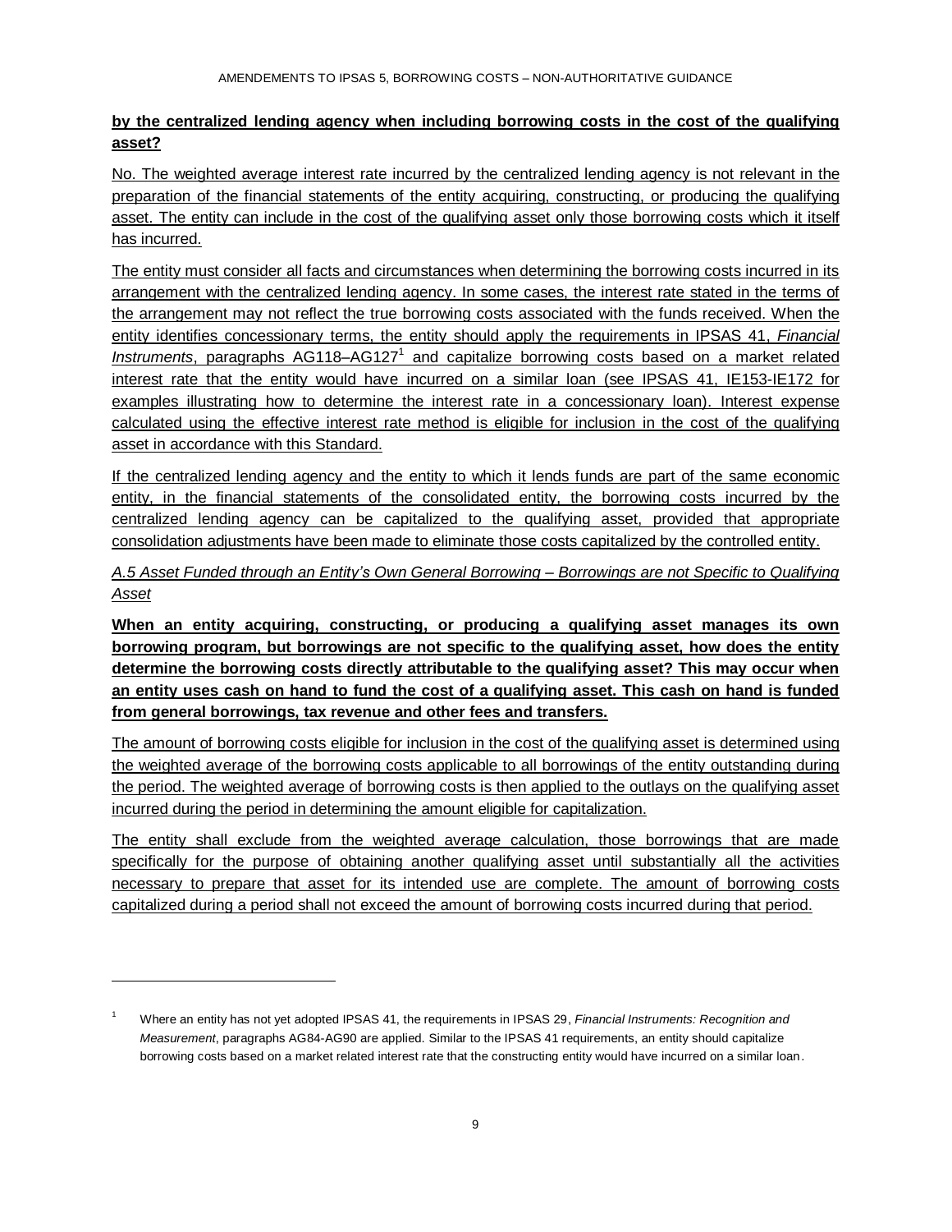**by the centralized lending agency when including borrowing costs in the cost of the qualifying asset?**

No. The weighted average interest rate incurred by the centralized lending agency is not relevant in the preparation of the financial statements of the entity acquiring, constructing, or producing the qualifying asset. The entity can include in the cost of the qualifying asset only those borrowing costs which it itself has incurred.

The entity must consider all facts and circumstances when determining the borrowing costs incurred in its arrangement with the centralized lending agency. In some cases, the interest rate stated in the terms of the arrangement may not reflect the true borrowing costs associated with the funds received. When the entity identifies concessionary terms, the entity should apply the requirements in IPSAS 41, *Financial Instruments*, paragraphs AG118–AG127[1] and capitalize borrowing costs based on a market related interest rate that the entity would have incurred on a similar loan (see IPSAS 41, IE153-IE172 for examples illustrating how to determine the interest rate in a concessionary loan). Interest expense calculated using the effective interest rate method is eligible for inclusion in the cost of the qualifying asset in accordance with this Standard.

If the centralized lending agency and the entity to which it lends funds are part of the same economic entity, in the financial statements of the consolidated entity, the borrowing costs incurred by the centralized lending agency can be capitalized to the qualifying asset, provided that appropriate consolidation adjustments have been made to eliminate those costs capitalized by the controlled entity.

*A.5 Asset Funded through an Entity's Own General Borrowing – Borrowings are not Specific to Qualifying Asset*

**When an entity acquiring, constructing, or producing a qualifying asset manages its own borrowing program, but borrowings are not specific to the qualifying asset, how does the entity determine the borrowing costs directly attributable to the qualifying asset? This may occur when an entity uses cash on hand to fund the cost of a qualifying asset. This cash on hand is funded from general borrowings, tax revenue and other fees and transfers.**

The amount of borrowing costs eligible for inclusion in the cost of the qualifying asset is determined using the weighted average of the borrowing costs applicable to all borrowings of the entity outstanding during the period. The weighted average of borrowing costs is then applied to the outlays on the qualifying asset incurred during the period in determining the amount eligible for capitalization.

The entity shall exclude from the weighted average calculation, those borrowings that are made specifically for the purpose of obtaining another qualifying asset until substantially all the activities necessary to prepare that asset for its intended use are complete. The amount of borrowing costs capitalized during a period shall not exceed the amount of borrowing costs incurred during that period.

---

[1] Where an entity has not yet adopted IPSAS 41, the requirements in IPSAS 29, *Financial Instruments: Recognition and Measurement*, paragraphs AG84-AG90 are applied. Similar to the IPSAS 41 requirements, an entity should capitalize borrowing costs based on a market related interest rate that the constructing entity would have incurred on a similar loan.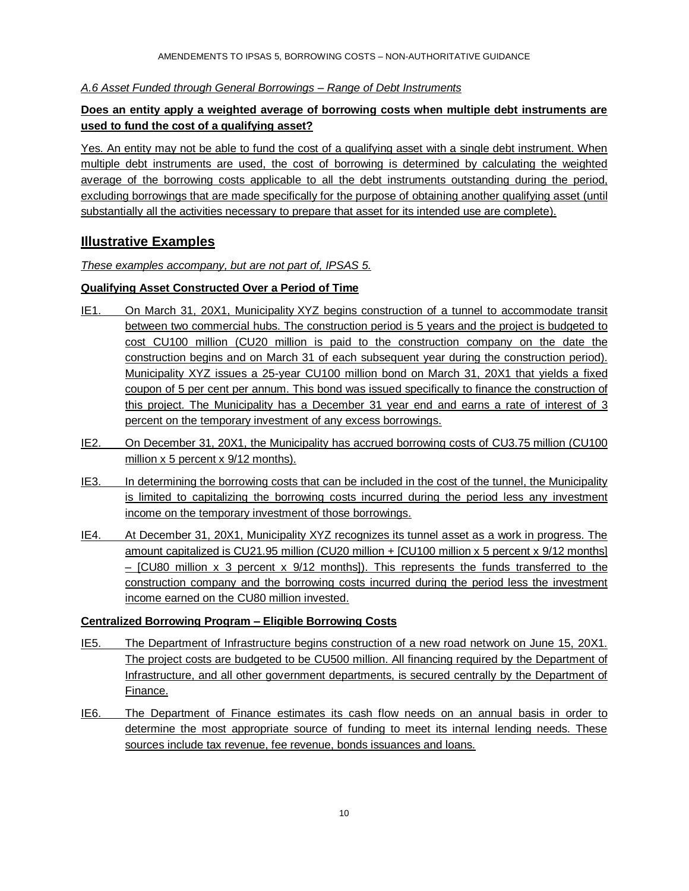*A.6 Asset Funded through General Borrowings – Range of Debt Instruments*

**Does an entity apply a weighted average of borrowing costs when multiple debt instruments are used to fund the cost of a qualifying asset?**

Yes. An entity may not be able to fund the cost of a qualifying asset with a single debt instrument. When multiple debt instruments are used, the cost of borrowing is determined by calculating the weighted average of the borrowing costs applicable to all the debt instruments outstanding during the period, excluding borrowings that are made specifically for the purpose of obtaining another qualifying asset (until substantially all the activities necessary to prepare that asset for its intended use are complete).

## Illustrative Examples

*These examples accompany, but are not part of, IPSAS 5.*

**Qualifying Asset Constructed Over a Period of Time**

IE1. On March 31, 20X1, Municipality XYZ begins construction of a tunnel to accommodate transit between two commercial hubs. The construction period is 5 years and the project is budgeted to cost CU100 million (CU20 million is paid to the construction company on the date the construction begins and on March 31 of each subsequent year during the construction period). Municipality XYZ issues a 25-year CU100 million bond on March 31, 20X1 that yields a fixed coupon of 5 per cent per annum. This bond was issued specifically to finance the construction of this project. The Municipality has a December 31 year end and earns a rate of interest of 3 percent on the temporary investment of any excess borrowings.

IE2. On December 31, 20X1, the Municipality has accrued borrowing costs of CU3.75 million (CU100 million x 5 percent x 9/12 months).

IE3. In determining the borrowing costs that can be included in the cost of the tunnel, the Municipality is limited to capitalizing the borrowing costs incurred during the period less any investment income on the temporary investment of those borrowings.

IE4. At December 31, 20X1, Municipality XYZ recognizes its tunnel asset as a work in progress. The amount capitalized is CU21.95 million (CU20 million + [CU100 million x 5 percent x 9/12 months] – [CU80 million x 3 percent x 9/12 months]). This represents the funds transferred to the construction company and the borrowing costs incurred during the period less the investment income earned on the CU80 million invested.

**Centralized Borrowing Program – Eligible Borrowing Costs**

IE5. The Department of Infrastructure begins construction of a new road network on June 15, 20X1. The project costs are budgeted to be CU500 million. All financing required by the Department of Infrastructure, and all other government departments, is secured centrally by the Department of Finance.

IE6. The Department of Finance estimates its cash flow needs on an annual basis in order to determine the most appropriate source of funding to meet its internal lending needs. These sources include tax revenue, fee revenue, bonds issuances and loans.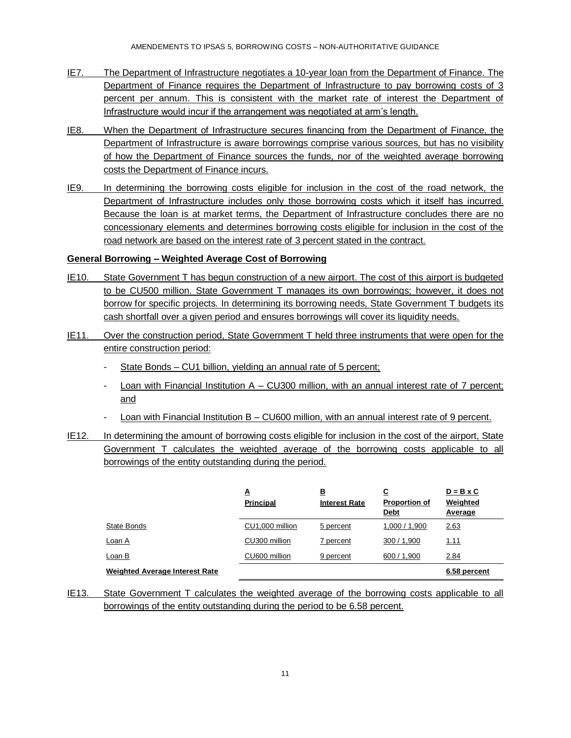IE7. The Department of Infrastructure negotiates a 10-year loan from the Department of Finance. The Department of Finance requires the Department of Infrastructure to pay borrowing costs of 3 percent per annum. This is consistent with the market rate of interest the Department of Infrastructure would incur if the arrangement was negotiated at arm's length.

IE8. When the Department of Infrastructure secures financing from the Department of Finance, the Department of Infrastructure is aware borrowings comprise various sources, but has no visibility of how the Department of Finance sources the funds, nor of the weighted average borrowing costs the Department of Finance incurs.

IE9. In determining the borrowing costs eligible for inclusion in the cost of the road network, the Department of Infrastructure includes only those borrowing costs which it itself has incurred. Because the loan is at market terms, the Department of Infrastructure concludes there are no concessionary elements and determines borrowing costs eligible for inclusion in the cost of the road network are based on the interest rate of 3 percent stated in the contract.

**General Borrowing – Weighted Average Cost of Borrowing**

IE10. State Government T has begun construction of a new airport. The cost of this airport is budgeted to be CU500 million. State Government T manages its own borrowings; however, it does not borrow for specific projects. In determining its borrowing needs, State Government T budgets its cash shortfall over a given period and ensures borrowings will cover its liquidity needs.

IE11. Over the construction period, State Government T held three instruments that were open for the entire construction period:

- State Bonds – CU1 billion, yielding an annual rate of 5 percent;
- Loan with Financial Institution A – CU300 million, with an annual interest rate of 7 percent; and
- Loan with Financial Institution B – CU600 million, with an annual interest rate of 9 percent.

IE12. In determining the amount of borrowing costs eligible for inclusion in the cost of the airport, State Government T calculates the weighted average of the borrowing costs applicable to all borrowings of the entity outstanding during the period.

| | **A** Principal | **B** Interest Rate | **C** Proportion of Debt | **D = B x C** Weighted Average |
|---|---|---|---|---|
| State Bonds | CU1,000 million | 5 percent | 1,000 / 1,900 | 2.63 |
| Loan A | CU300 million | 7 percent | 300 / 1,900 | 1.11 |
| Loan B | CU600 million | 9 percent | 600 / 1,900 | 2.84 |
| **Weighted Average Interest Rate** | | | | **6.58 percent** |

IE13. State Government T calculates the weighted average of the borrowing costs applicable to all borrowings of the entity outstanding during the period to be 6.58 percent.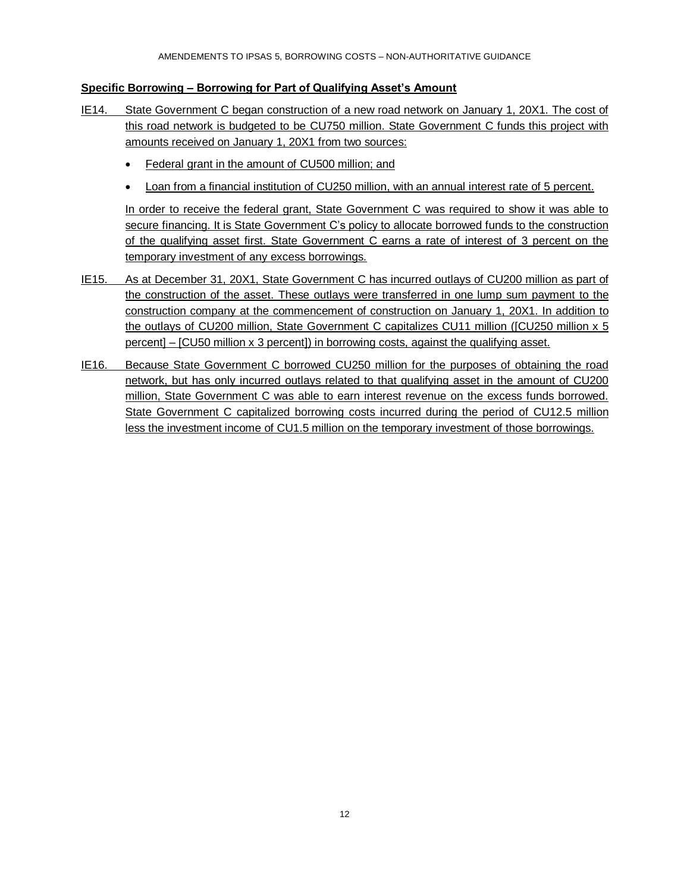**Specific Borrowing – Borrowing for Part of Qualifying Asset's Amount**

IE14. State Government C began construction of a new road network on January 1, 20X1. The cost of this road network is budgeted to be CU750 million. State Government C funds this project with amounts received on January 1, 20X1 from two sources:

- Federal grant in the amount of CU500 million; and
- Loan from a financial institution of CU250 million, with an annual interest rate of 5 percent.

In order to receive the federal grant, State Government C was required to show it was able to secure financing. It is State Government C's policy to allocate borrowed funds to the construction of the qualifying asset first. State Government C earns a rate of interest of 3 percent on the temporary investment of any excess borrowings.

IE15. As at December 31, 20X1, State Government C has incurred outlays of CU200 million as part of the construction of the asset. These outlays were transferred in one lump sum payment to the construction company at the commencement of construction on January 1, 20X1. In addition to the outlays of CU200 million, State Government C capitalizes CU11 million ([CU250 million x 5 percent] – [CU50 million x 3 percent]) in borrowing costs, against the qualifying asset.

IE16. Because State Government C borrowed CU250 million for the purposes of obtaining the road network, but has only incurred outlays related to that qualifying asset in the amount of CU200 million, State Government C was able to earn interest revenue on the excess funds borrowed. State Government C capitalized borrowing costs incurred during the period of CU12.5 million less the investment income of CU1.5 million on the temporary investment of those borrowings.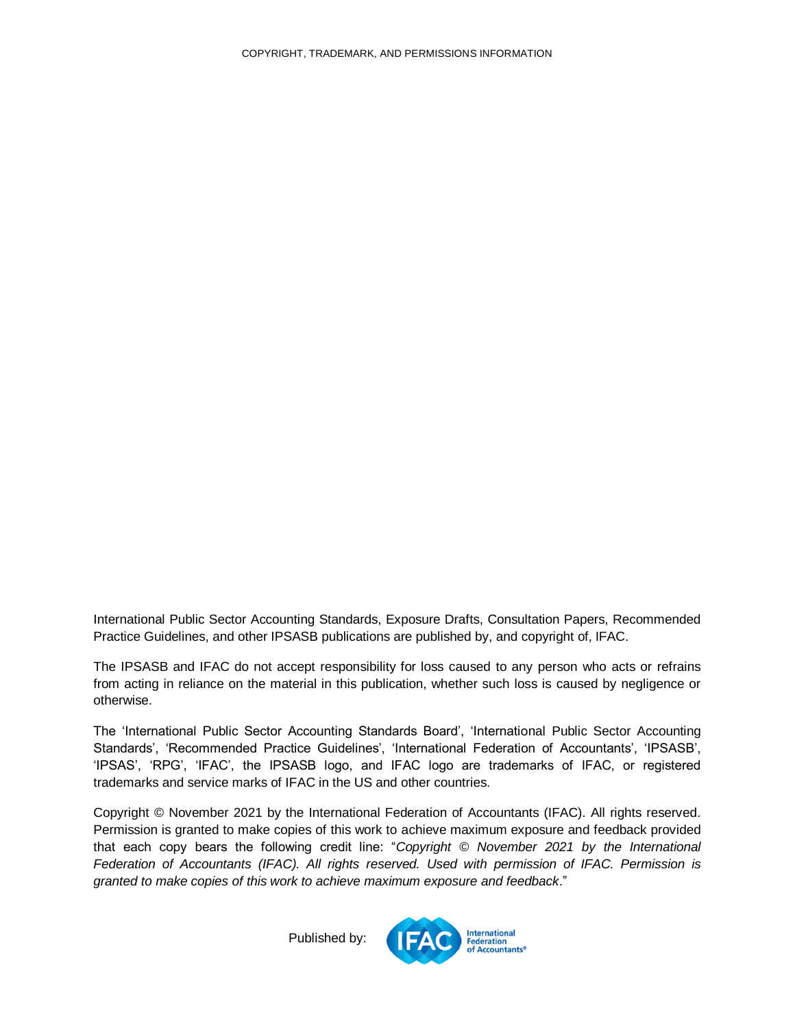COPYRIGHT, TRADEMARK, AND PERMISSIONS INFORMATION

International Public Sector Accounting Standards, Exposure Drafts, Consultation Papers, Recommended Practice Guidelines, and other IPSASB publications are published by, and copyright of, IFAC.

The IPSASB and IFAC do not accept responsibility for loss caused to any person who acts or refrains from acting in reliance on the material in this publication, whether such loss is caused by negligence or otherwise.

The 'International Public Sector Accounting Standards Board', 'International Public Sector Accounting Standards', 'Recommended Practice Guidelines', 'International Federation of Accountants', 'IPSASB', 'IPSAS', 'RPG', 'IFAC', the IPSASB logo, and IFAC logo are trademarks of IFAC, or registered trademarks and service marks of IFAC in the US and other countries.

Copyright © November 2021 by the International Federation of Accountants (IFAC). All rights reserved. Permission is granted to make copies of this work to achieve maximum exposure and feedback provided that each copy bears the following credit line: "*Copyright © November 2021 by the International Federation of Accountants (IFAC). All rights reserved. Used with permission of IFAC. Permission is granted to make copies of this work to achieve maximum exposure and feedback*."

Published by: IFAC International Federation of Accountants®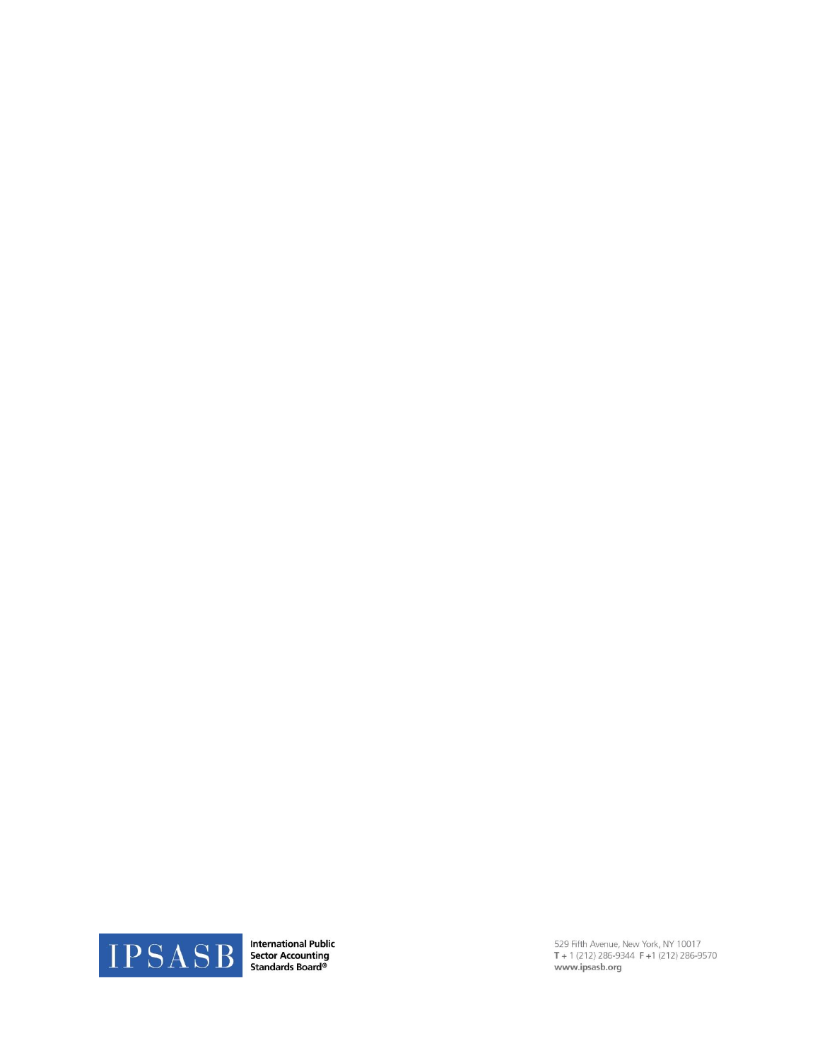IPSASB International Public Sector Accounting Standards Board®

529 Fifth Avenue, New York, NY 10017
T + 1 (212) 286-9344 F +1 (212) 286-9570
www.ipsasb.org